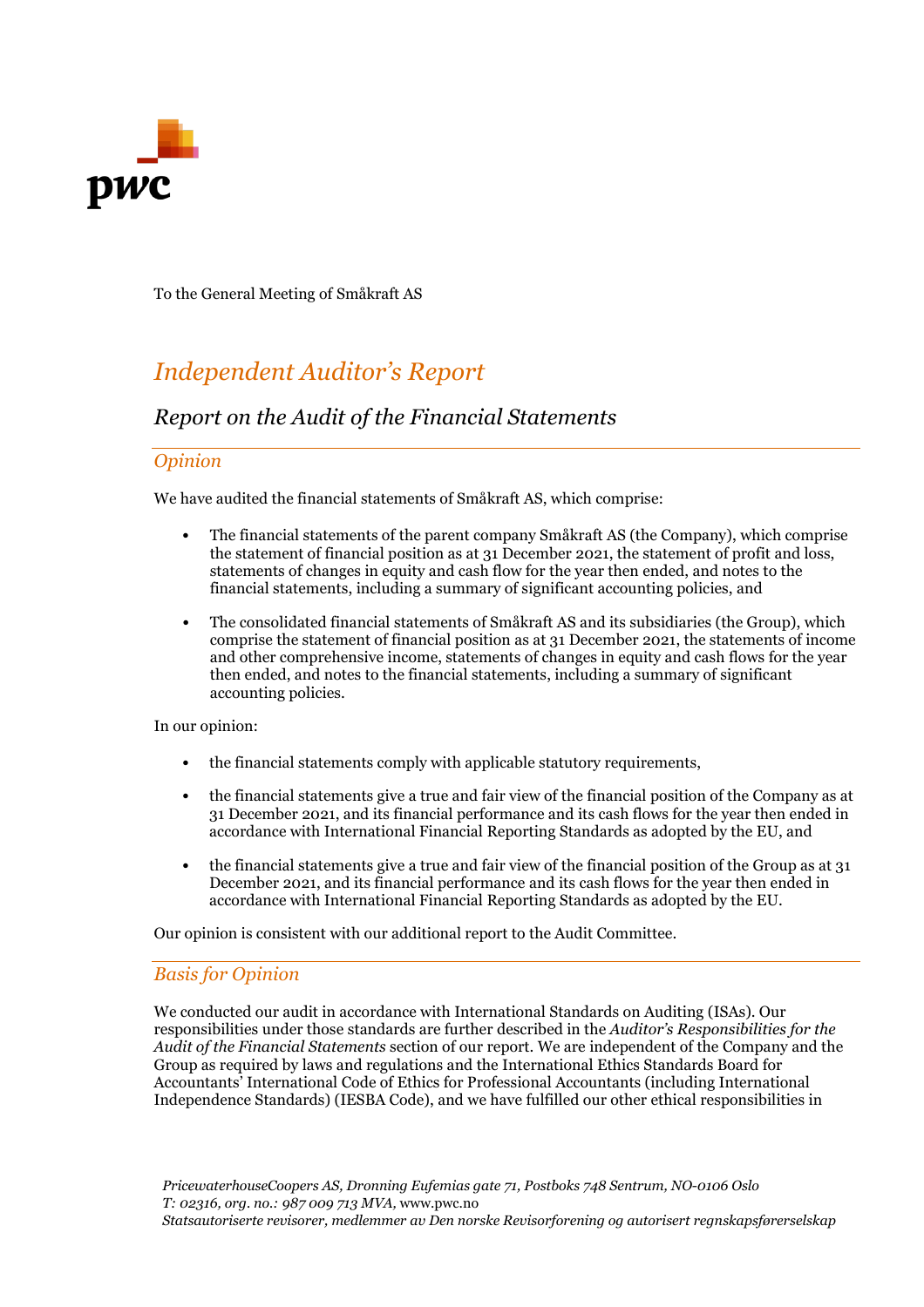To the General Meeting of Småkraft AS

# *Independent Auditor's Report*

## *Report on the Audit of the Financial Statements*

### *Opinion*

We have audited the financial statements of Småkraft AS, which comprise:

- The financial statements of the parent company Småkraft AS (the Company), which comprise the statement of financial position as at 31 December 2021, the statement of profit and loss, statements of changes in equity and cash flow for the year then ended, and notes to the financial statements, including a summary of significant accounting policies, and
- The consolidated financial statements of Småkraft AS and its subsidiaries (the Group), which comprise the statement of financial position as at 31 December 2021, the statements of income and other comprehensive income, statements of changes in equity and cash flows for the year then ended, and notes to the financial statements, including a summary of significant accounting policies.

In our opinion:

- the financial statements comply with applicable statutory requirements,
- the financial statements give a true and fair view of the financial position of the Company as at 31 December 2021, and its financial performance and its cash flows for the year then ended in accordance with International Financial Reporting Standards as adopted by the EU, and
- the financial statements give a true and fair view of the financial position of the Group as at 31 December 2021, and its financial performance and its cash flows for the year then ended in accordance with International Financial Reporting Standards as adopted by the EU.

Our opinion is consistent with our additional report to the Audit Committee.

### *Basis for Opinion*

We conducted our audit in accordance with International Standards on Auditing (ISAs). Our responsibilities under those standards are further described in the *Auditor's Responsibilities for the Audit of the Financial Statements* section of our report. We are independent of the Company and the Group as required by laws and regulations and the International Ethics Standards Board for Accountants' International Code of Ethics for Professional Accountants (including International Independence Standards) (IESBA Code), and we have fulfilled our other ethical responsibilities in

*PricewaterhouseCoopers AS, Dronning Eufemias gate 71, Postboks 748 Sentrum, NO-0106 Oslo*
*T: 02316, org. no.: 987 009 713 MVA,* www.pwc.no
*Statsautoriserte revisorer, medlemmer av Den norske Revisorforening og autorisert regnskapsførerselskap*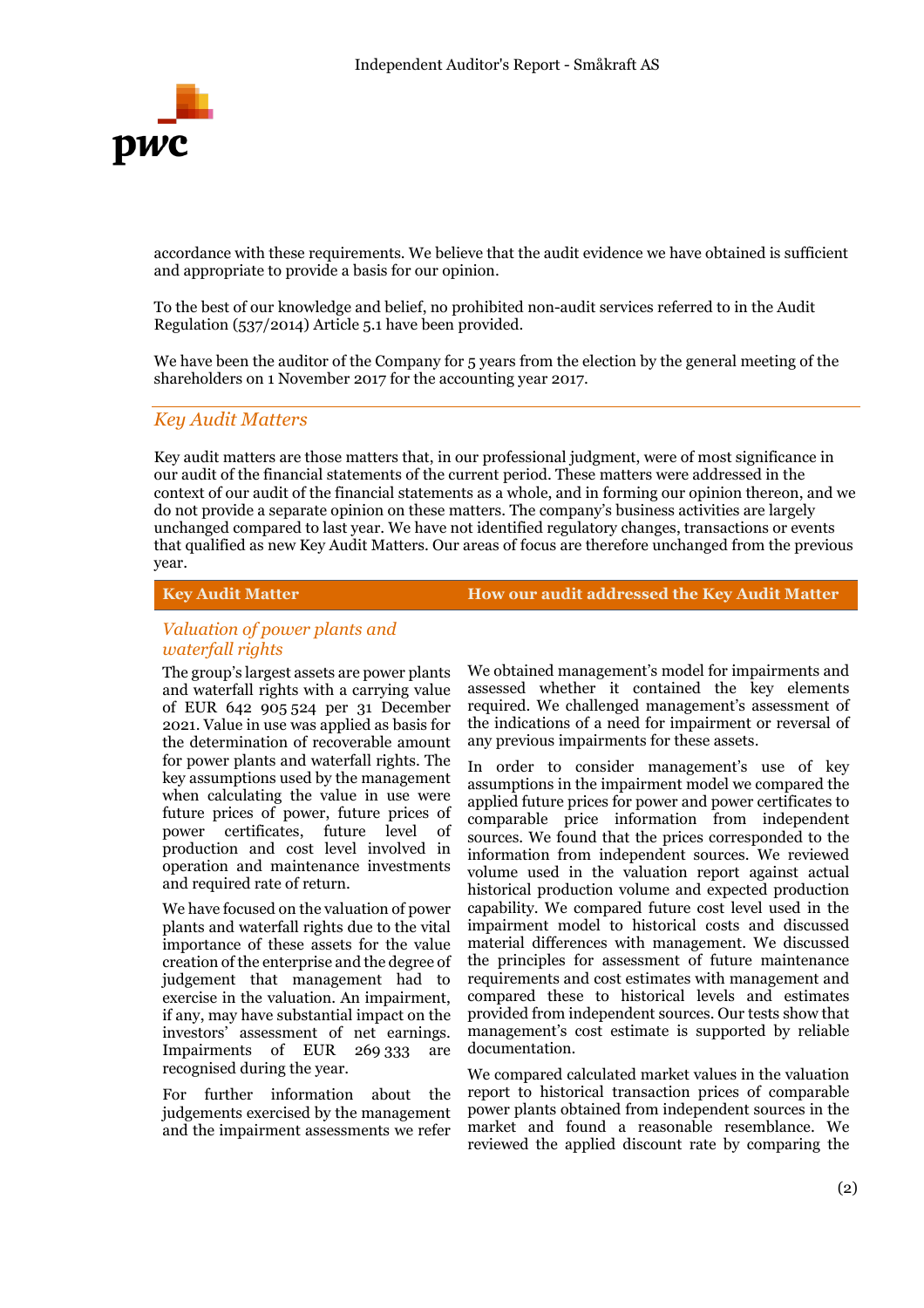accordance with these requirements. We believe that the audit evidence we have obtained is sufficient and appropriate to provide a basis for our opinion.

To the best of our knowledge and belief, no prohibited non-audit services referred to in the Audit Regulation (537/2014) Article 5.1 have been provided.

We have been the auditor of the Company for 5 years from the election by the general meeting of the shareholders on 1 November 2017 for the accounting year 2017.

## *Key Audit Matters*

Key audit matters are those matters that, in our professional judgment, were of most significance in our audit of the financial statements of the current period. These matters were addressed in the context of our audit of the financial statements as a whole, and in forming our opinion thereon, and we do not provide a separate opinion on these matters. The company's business activities are largely unchanged compared to last year. We have not identified regulatory changes, transactions or events that qualified as new Key Audit Matters. Our areas of focus are therefore unchanged from the previous year.

| Key Audit Matter | How our audit addressed the Key Audit Matter |
|---|---|
| *Valuation of power plants and waterfall rights*<br><br>The group's largest assets are power plants and waterfall rights with a carrying value of EUR 642 905 524 per 31 December 2021. Value in use was applied as basis for the determination of recoverable amount for power plants and waterfall rights. The key assumptions used by the management when calculating the value in use were future prices of power, future prices of power certificates, future level of production and cost level involved in operation and maintenance investments and required rate of return.<br><br>We have focused on the valuation of power plants and waterfall rights due to the vital importance of these assets for the value creation of the enterprise and the degree of judgement that management had to exercise in the valuation. An impairment, if any, may have substantial impact on the investors' assessment of net earnings. Impairments of EUR 269 333 are recognised during the year.<br><br>For further information about the judgements exercised by the management and the impairment assessments we refer | We obtained management's model for impairments and assessed whether it contained the key elements required. We challenged management's assessment of the indications of a need for impairment or reversal of any previous impairments for these assets.<br><br>In order to consider management's use of key assumptions in the impairment model we compared the applied future prices for power and power certificates to comparable price information from independent sources. We found that the prices corresponded to the information from independent sources. We reviewed volume used in the valuation report against actual historical production volume and expected production capability. We compared future cost level used in the impairment model to historical costs and discussed material differences with management. We discussed the principles for assessment of future maintenance requirements and cost estimates with management and compared these to historical levels and estimates provided from independent sources. Our tests show that management's cost estimate is supported by reliable documentation.<br><br>We compared calculated market values in the valuation report to historical transaction prices of comparable power plants obtained from independent sources in the market and found a reasonable resemblance. We reviewed the applied discount rate by comparing the |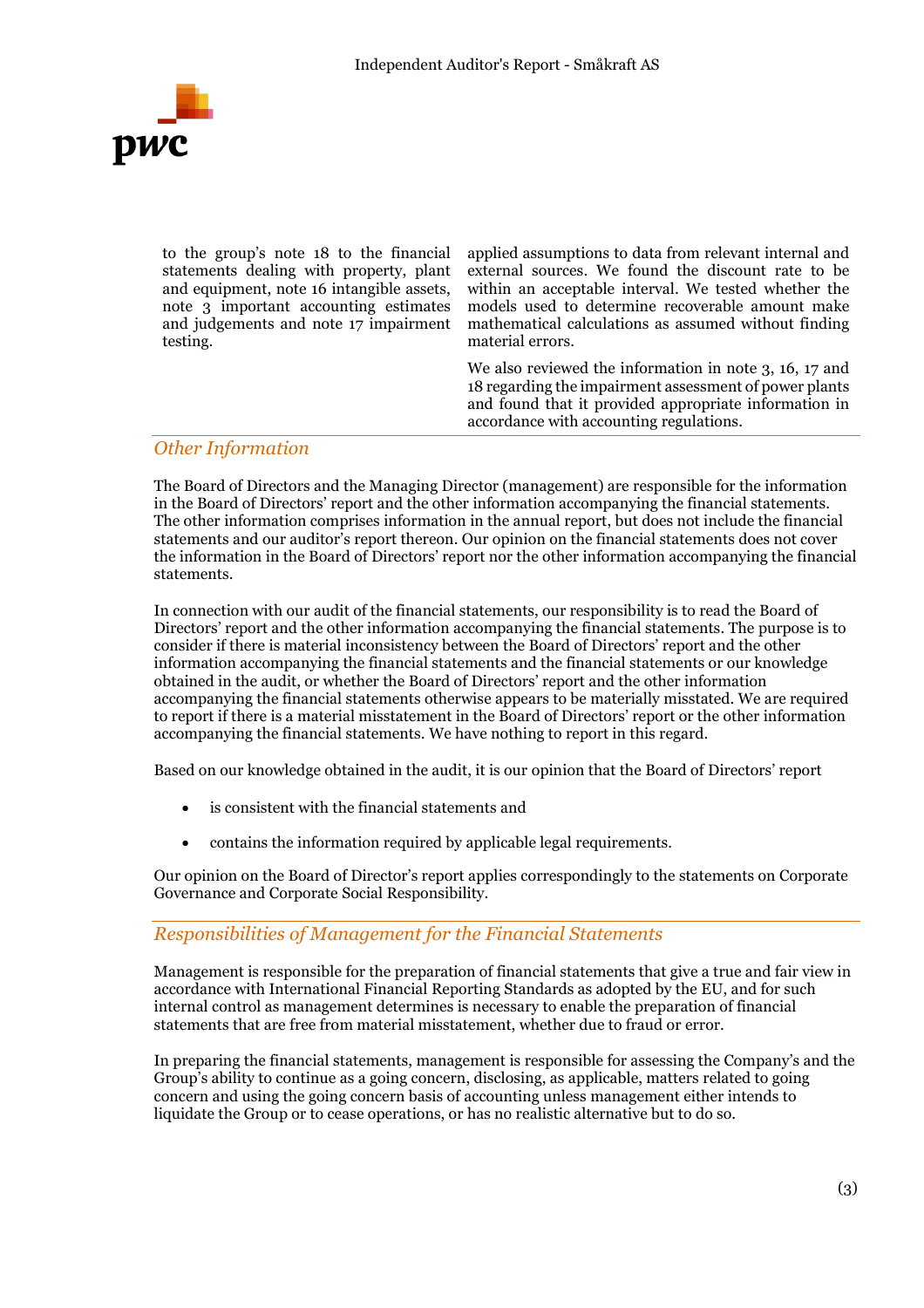| | |
|---|---|
| to the group's note 18 to the financial statements dealing with property, plant and equipment, note 16 intangible assets, note 3 important accounting estimates and judgements and note 17 impairment testing. | applied assumptions to data from relevant internal and external sources. We found the discount rate to be within an acceptable interval. We tested whether the models used to determine recoverable amount make mathematical calculations as assumed without finding material errors.<br><br>We also reviewed the information in note 3, 16, 17 and 18 regarding the impairment assessment of power plants and found that it provided appropriate information in accordance with accounting regulations. |

## *Other Information*

The Board of Directors and the Managing Director (management) are responsible for the information in the Board of Directors' report and the other information accompanying the financial statements. The other information comprises information in the annual report, but does not include the financial statements and our auditor's report thereon. Our opinion on the financial statements does not cover the information in the Board of Directors' report nor the other information accompanying the financial statements.

In connection with our audit of the financial statements, our responsibility is to read the Board of Directors' report and the other information accompanying the financial statements. The purpose is to consider if there is material inconsistency between the Board of Directors' report and the other information accompanying the financial statements and the financial statements or our knowledge obtained in the audit, or whether the Board of Directors' report and the other information accompanying the financial statements otherwise appears to be materially misstated. We are required to report if there is a material misstatement in the Board of Directors' report or the other information accompanying the financial statements. We have nothing to report in this regard.

Based on our knowledge obtained in the audit, it is our opinion that the Board of Directors' report

- is consistent with the financial statements and
- contains the information required by applicable legal requirements.

Our opinion on the Board of Director's report applies correspondingly to the statements on Corporate Governance and Corporate Social Responsibility.

## *Responsibilities of Management for the Financial Statements*

Management is responsible for the preparation of financial statements that give a true and fair view in accordance with International Financial Reporting Standards as adopted by the EU, and for such internal control as management determines is necessary to enable the preparation of financial statements that are free from material misstatement, whether due to fraud or error.

In preparing the financial statements, management is responsible for assessing the Company's and the Group's ability to continue as a going concern, disclosing, as applicable, matters related to going concern and using the going concern basis of accounting unless management either intends to liquidate the Group or to cease operations, or has no realistic alternative but to do so.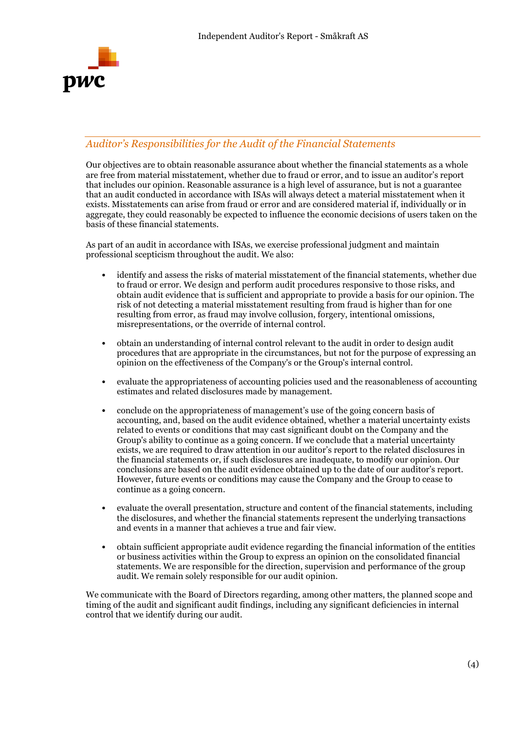## *Auditor's Responsibilities for the Audit of the Financial Statements*

Our objectives are to obtain reasonable assurance about whether the financial statements as a whole are free from material misstatement, whether due to fraud or error, and to issue an auditor's report that includes our opinion. Reasonable assurance is a high level of assurance, but is not a guarantee that an audit conducted in accordance with ISAs will always detect a material misstatement when it exists. Misstatements can arise from fraud or error and are considered material if, individually or in aggregate, they could reasonably be expected to influence the economic decisions of users taken on the basis of these financial statements.

As part of an audit in accordance with ISAs, we exercise professional judgment and maintain professional scepticism throughout the audit. We also:

- identify and assess the risks of material misstatement of the financial statements, whether due to fraud or error. We design and perform audit procedures responsive to those risks, and obtain audit evidence that is sufficient and appropriate to provide a basis for our opinion. The risk of not detecting a material misstatement resulting from fraud is higher than for one resulting from error, as fraud may involve collusion, forgery, intentional omissions, misrepresentations, or the override of internal control.

- obtain an understanding of internal control relevant to the audit in order to design audit procedures that are appropriate in the circumstances, but not for the purpose of expressing an opinion on the effectiveness of the Company's or the Group's internal control.

- evaluate the appropriateness of accounting policies used and the reasonableness of accounting estimates and related disclosures made by management.

- conclude on the appropriateness of management's use of the going concern basis of accounting, and, based on the audit evidence obtained, whether a material uncertainty exists related to events or conditions that may cast significant doubt on the Company and the Group's ability to continue as a going concern. If we conclude that a material uncertainty exists, we are required to draw attention in our auditor's report to the related disclosures in the financial statements or, if such disclosures are inadequate, to modify our opinion. Our conclusions are based on the audit evidence obtained up to the date of our auditor's report. However, future events or conditions may cause the Company and the Group to cease to continue as a going concern.

- evaluate the overall presentation, structure and content of the financial statements, including the disclosures, and whether the financial statements represent the underlying transactions and events in a manner that achieves a true and fair view.

- obtain sufficient appropriate audit evidence regarding the financial information of the entities or business activities within the Group to express an opinion on the consolidated financial statements. We are responsible for the direction, supervision and performance of the group audit. We remain solely responsible for our audit opinion.

We communicate with the Board of Directors regarding, among other matters, the planned scope and timing of the audit and significant audit findings, including any significant deficiencies in internal control that we identify during our audit.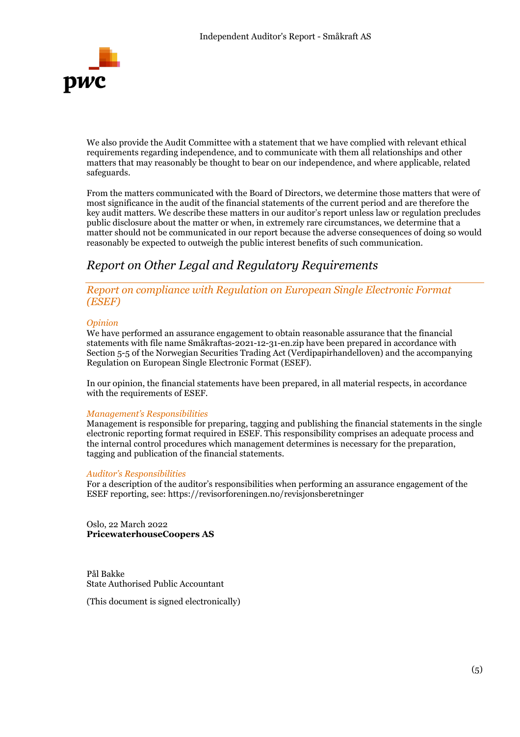We also provide the Audit Committee with a statement that we have complied with relevant ethical requirements regarding independence, and to communicate with them all relationships and other matters that may reasonably be thought to bear on our independence, and where applicable, related safeguards.

From the matters communicated with the Board of Directors, we determine those matters that were of most significance in the audit of the financial statements of the current period and are therefore the key audit matters. We describe these matters in our auditor's report unless law or regulation precludes public disclosure about the matter or when, in extremely rare circumstances, we determine that a matter should not be communicated in our report because the adverse consequences of doing so would reasonably be expected to outweigh the public interest benefits of such communication.

## *Report on Other Legal and Regulatory Requirements*

### *Report on compliance with Regulation on European Single Electronic Format (ESEF)*

#### *Opinion*

We have performed an assurance engagement to obtain reasonable assurance that the financial statements with file name Småkraftas-2021-12-31-en.zip have been prepared in accordance with Section 5-5 of the Norwegian Securities Trading Act (Verdipapirhandelloven) and the accompanying Regulation on European Single Electronic Format (ESEF).

In our opinion, the financial statements have been prepared, in all material respects, in accordance with the requirements of ESEF.

#### *Management's Responsibilities*

Management is responsible for preparing, tagging and publishing the financial statements in the single electronic reporting format required in ESEF. This responsibility comprises an adequate process and the internal control procedures which management determines is necessary for the preparation, tagging and publication of the financial statements.

#### *Auditor's Responsibilities*

For a description of the auditor's responsibilities when performing an assurance engagement of the ESEF reporting, see: https://revisorforeningen.no/revisjonsberetninger

Oslo, 22 March 2022
**PricewaterhouseCoopers AS**

Pål Bakke
State Authorised Public Accountant

(This document is signed electronically)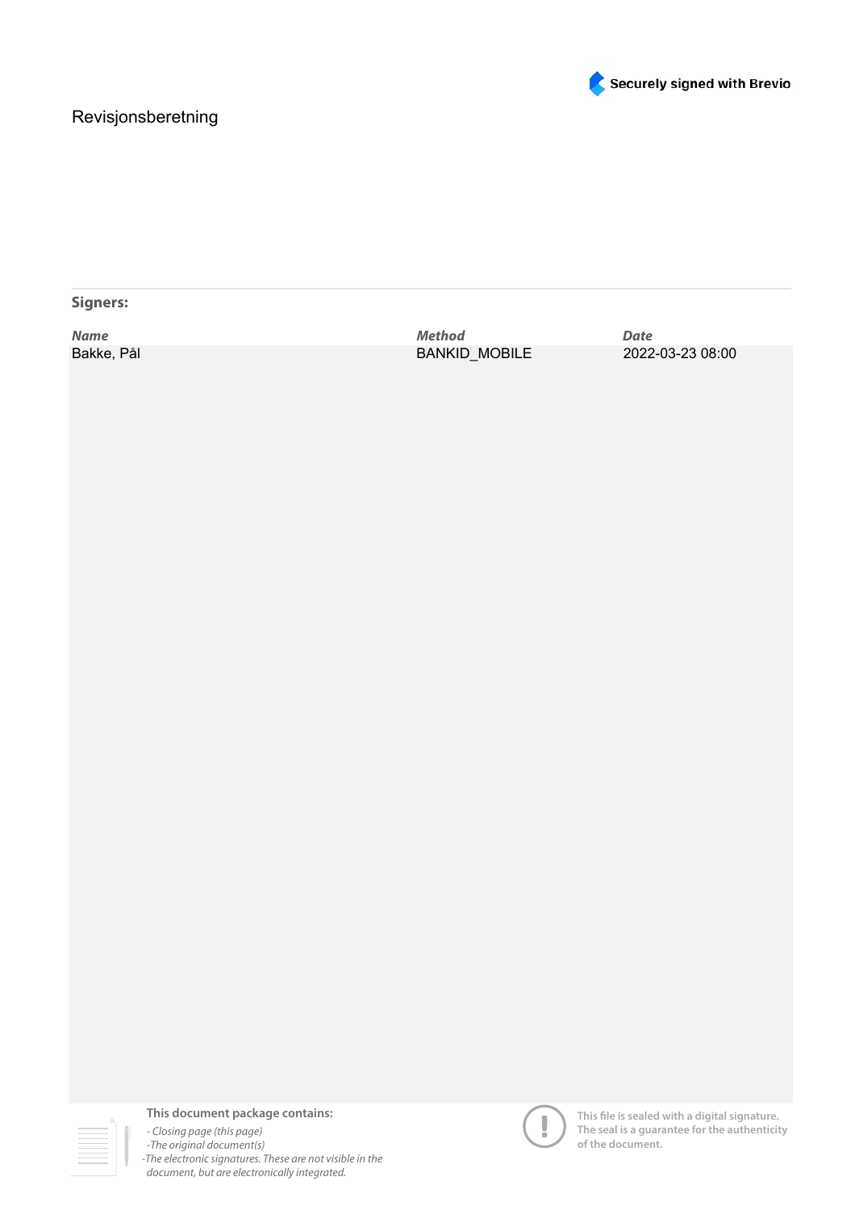Securely signed with Brevio

Revisjonsberetning

**Signers:**

| *Name* | *Method* | *Date* |
| --- | --- | --- |
| Bakke, Pål | BANKID_MOBILE | 2022-03-23 08:00 |

**This document package contains:**

*- Closing page (this page)*
*-The original document(s)*
*-The electronic signatures. These are not visible in the document, but are electronically integrated.*

This file is sealed with a digital signature. The seal is a guarantee for the authenticity of the document.